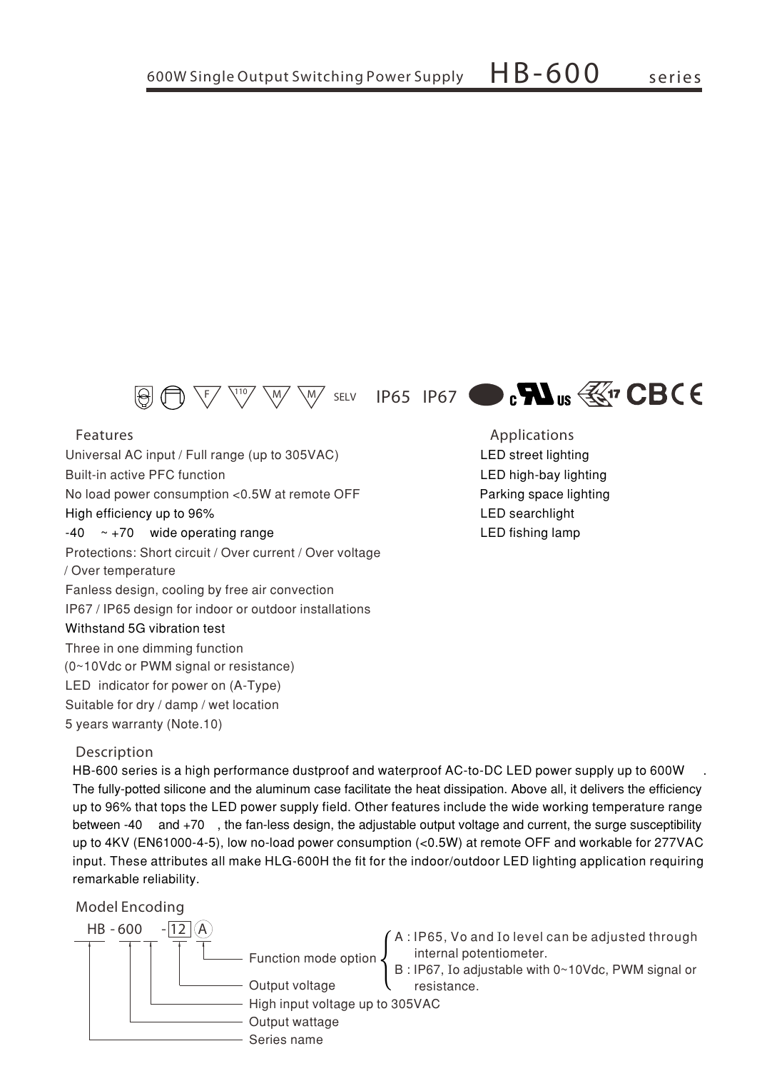# 600W Single Output Switching Power Supply HB-600 series

SELV IP65 IP67

## Features

- Universal AC input / Full range (up to 305VAC)
- Built-in active PFC function
- No load power consumption <0.5W at remote OFF
- High efficiency up to 96%
- -40 ~ +70 wide operating range
- Protections: Short circuit / Over current / Over voltage / Over temperature
- Fanless design, cooling by free air convection
- IP67 / IP65 design for indoor or outdoor installations
- Withstand 5G vibration test
- Three in one dimming function (0~10Vdc or PWM signal or resistance)
- LED indicator for power on (A-Type)
- Suitable for dry / damp / wet location
- 5 years warranty (Note.10)

## Applications

- LED street lighting
- LED high-bay lighting
- Parking space lighting
- LED searchlight
- LED fishing lamp

## Description

HB-600 series is a high performance dustproof and waterproof AC-to-DC LED power supply up to 600W . The fully-potted silicone and the aluminum case facilitate the heat dissipation. Above all, it delivers the efficiency up to 96% that tops the LED power supply field. Other features include the wide working temperature range between -40 and +70 , the fan-less design, the adjustable output voltage and current, the surge susceptibility up to 4KV (EN61000-4-5), low no-load power consumption (<0.5W) at remote OFF and workable for 277VAC input. These attributes all make HLG-600H the fit for the indoor/outdoor LED lighting application requiring remarkable reliability.

## Model Encoding

HB - 600 - 12 A

- Series name: HB
- Output wattage: 600
- High input voltage up to 305VAC
- Output voltage: 12
- Function mode option: A
  - A : IP65, Vo and Io level can be adjusted through internal potentiometer.
  - B : IP67, Io adjustable with 0~10Vdc, PWM signal or resistance.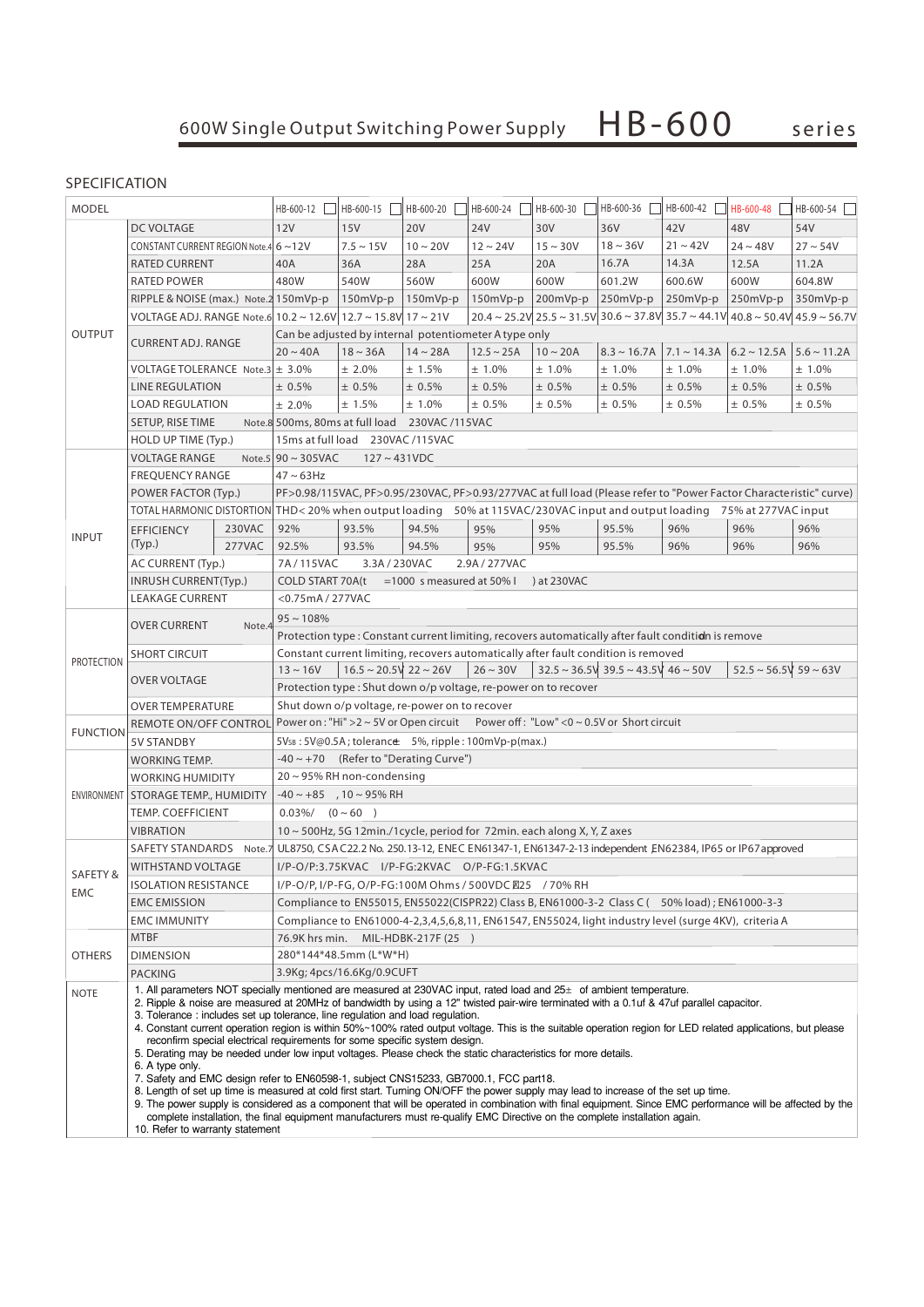## 600W Single Output Switching Power Supply HB-600 series

### SPECIFICATION

| MODEL | | | HB-600-12 | HB-600-15 | HB-600-20 | HB-600-24 | HB-600-30 | HB-600-36 | HB-600-42 | HB-600-48 | HB-600-54 |
|---|---|---|---|---|---|---|---|---|---|---|---|
| OUTPUT | DC VOLTAGE | | 12V | 15V | 20V | 24V | 30V | 36V | 42V | 48V | 54V |
| | CONSTANT CURRENT REGION Note.4 | | 6 ~ 12V | 7.5 ~ 15V | 10 ~ 20V | 12 ~ 24V | 15 ~ 30V | 18 ~ 36V | 21 ~ 42V | 24 ~ 48V | 27 ~ 54V |
| | RATED CURRENT | | 40A | 36A | 28A | 25A | 20A | 16.7A | 14.3A | 12.5A | 11.2A |
| | RATED POWER | | 480W | 540W | 560W | 600W | 600W | 601.2W | 600.6W | 600W | 604.8W |
| | RIPPLE & NOISE (max.) Note.2 | | 150mVp-p | 150mVp-p | 150mVp-p | 150mVp-p | 200mVp-p | 250mVp-p | 250mVp-p | 250mVp-p | 350mVp-p |
| | VOLTAGE ADJ. RANGE Note.6 | | 10.2 ~ 12.6V | 12.7 ~ 15.8V | 17 ~ 21V | 20.4 ~ 25.2V | 25.5 ~ 31.5V | 30.6 ~ 37.8V | 35.7 ~ 44.1V | 40.8 ~ 50.4V | 45.9 ~ 56.7V |
| | CURRENT ADJ. RANGE | | Can be adjusted by internal potentiometer A type only | | | | | | | | |
| | | | 20 ~ 40A | 18 ~ 36A | 14 ~ 28A | 12.5 ~ 25A | 10 ~ 20A | 8.3 ~ 16.7A | 7.1 ~ 14.3A | 6.2 ~ 12.5A | 5.6 ~ 11.2A |
| | VOLTAGE TOLERANCE Note.3 | | ± 3.0% | ± 2.0% | ± 1.5% | ± 1.0% | ± 1.0% | ± 1.0% | ± 1.0% | ± 1.0% | ± 1.0% |
| | LINE REGULATION | | ± 0.5% | ± 0.5% | ± 0.5% | ± 0.5% | ± 0.5% | ± 0.5% | ± 0.5% | ± 0.5% | ± 0.5% |
| | LOAD REGULATION | | ± 2.0% | ± 1.5% | ± 1.0% | ± 0.5% | ± 0.5% | ± 0.5% | ± 0.5% | ± 0.5% | ± 0.5% |
| | SETUP, RISE TIME Note.8 | | 500ms, 80ms at full load 230VAC /115VAC | | | | | | | | |
| | HOLD UP TIME (Typ.) | | 15ms at full load 230VAC /115VAC | | | | | | | | |
| INPUT | VOLTAGE RANGE Note.5 | | 90 ~ 305VAC 127 ~ 431VDC | | | | | | | | |
| | FREQUENCY RANGE | | 47 ~ 63Hz | | | | | | | | |
| | POWER FACTOR (Typ.) | | PF>0.98/115VAC, PF>0.95/230VAC, PF>0.93/277VAC at full load (Please refer to "Power Factor Characteristic" curve) | | | | | | | | |
| | TOTAL HARMONIC DISTORTION | | THD< 20% when output loading 50% at 115VAC/230VAC input and output loading 75% at 277VAC input | | | | | | | | |
| | EFFICIENCY (Typ.) | 230VAC | 92% | 93.5% | 94.5% | 95% | 95% | 95.5% | 96% | 96% | 96% |
| | | 277VAC | 92.5% | 93.5% | 94.5% | 95% | 95% | 95.5% | 96% | 96% | 96% |
| | AC CURRENT (Typ.) | | 7A / 115VAC 3.3A / 230VAC 2.9A / 277VAC | | | | | | | | |
| | INRUSH CURRENT(Typ.) | | COLD START 70A(t =1000 s measured at 50% I ) at 230VAC | | | | | | | | |
| | LEAKAGE CURRENT | | <0.75mA / 277VAC | | | | | | | | |
| PROTECTION | OVER CURRENT Note.4 | | 95 ~ 108% | | | | | | | | |
| | | | Protection type : Constant current limiting, recovers automatically after fault condition is remove | | | | | | | | |
| | SHORT CIRCUIT | | Constant current limiting, recovers automatically after fault condition is removed | | | | | | | | |
| | OVER VOLTAGE | | 13 ~ 16V | 16.5 ~ 20.5V | 22 ~ 26V | 26 ~ 30V | 32.5 ~ 36.5V | 39.5 ~ 43.5V | 46 ~ 50V | 52.5 ~ 56.5V | 59 ~ 63V |
| | | | Protection type : Shut down o/p voltage, re-power on to recover | | | | | | | | |
| | OVER TEMPERATURE | | Shut down o/p voltage, re-power on to recover | | | | | | | | |
| FUNCTION | REMOTE ON/OFF CONTROL | | Power on : "Hi" >2 ~ 5V or Open circuit Power off : "Low" <0 ~ 0.5V or Short circuit | | | | | | | | |
| | 5V STANDBY | | 5VSB : 5V@0.5A ; tolerance ± 5%, ripple : 100mVp-p(max.) | | | | | | | | |
| ENVIRONMENT | WORKING TEMP. | | -40 ~ +70 (Refer to "Derating Curve") | | | | | | | | |
| | WORKING HUMIDITY | | 20 ~ 95% RH non-condensing | | | | | | | | |
| | STORAGE TEMP., HUMIDITY | | -40 ~ +85 , 10 ~ 95% RH | | | | | | | | |
| | TEMP. COEFFICIENT | | 0.03%/ (0 ~ 60 ) | | | | | | | | |
| | VIBRATION | | 10 ~ 500Hz, 5G 12min./1cycle, period for 72min. each along X, Y, Z axes | | | | | | | | |
| SAFETY & EMC | SAFETY STANDARDS Note.7 | | UL8750, CSA C22.2 No. 250.13-12, ENEC EN61347-1, EN61347-2-13 independent ,EN62384, IP65 or IP67 approved | | | | | | | | |
| | WITHSTAND VOLTAGE | | I/P-O/P:3.75KVAC I/P-FG:2KVAC O/P-FG:1.5KVAC | | | | | | | | |
| | ISOLATION RESISTANCE | | I/P-O/P, I/P-FG, O/P-FG:100M Ohms / 500VDC / 25 / 70% RH | | | | | | | | |
| | EMC EMISSION | | Compliance to EN55015, EN55022(CISPR22) Class B, EN61000-3-2 Class C ( 50% load) ; EN61000-3-3 | | | | | | | | |
| | EMC IMMUNITY | | Compliance to EN61000-4-2,3,4,5,6,8,11, EN61547, EN55024, light industry level (surge 4KV), criteria A | | | | | | | | |
| OTHERS | MTBF | | 76.9K hrs min. MIL-HDBK-217F (25 ) | | | | | | | | |
| | DIMENSION | | 280*144*48.5mm (L*W*H) | | | | | | | | |
| | PACKING | | 3.9Kg; 4pcs/16.6Kg/0.9CUFT | | | | | | | | |

**NOTE**

1. All parameters NOT specially mentioned are measured at 230VAC input, rated load and 25± of ambient temperature.
2. Ripple & noise are measured at 20MHz of bandwidth by using a 12" twisted pair-wire terminated with a 0.1uf & 47uf parallel capacitor.
3. Tolerance : includes set up tolerance, line regulation and load regulation.
4. Constant current operation region is within 50%~100% rated output voltage. This is the suitable operation region for LED related applications, but please reconfirm special electrical requirements for some specific system design.
5. Derating may be needed under low input voltages. Please check the static characteristics for more details.
6. A type only.
7. Safety and EMC design refer to EN60598-1, subject CNS15233, GB7000.1, FCC part18.
8. Length of set up time is measured at cold first start. Turning ON/OFF the power supply may lead to increase of the set up time.
9. The power supply is considered as a component that will be operated in combination with final equipment. Since EMC performance will be affected by the complete installation, the final equipment manufacturers must re-qualify EMC Directive on the complete installation again.
10. Refer to warranty statement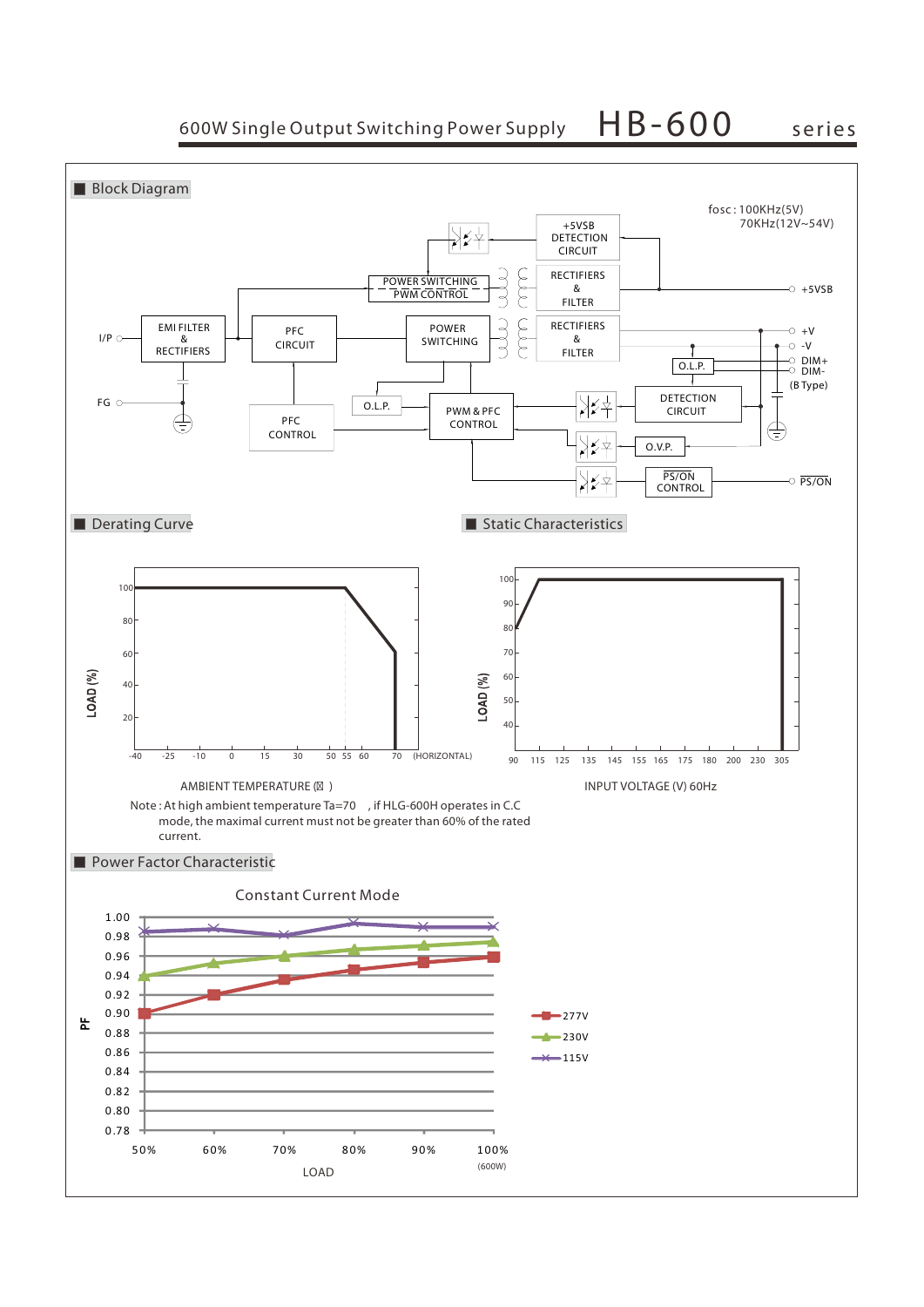# 600W Single Output Switching Power Supply HB-600 series

## Block Diagram

fosc : 100KHz(5V)
70KHz(12V~54V)

I/P, FG, EMI FILTER & RECTIFIERS, PFC CIRCUIT, PFC CONTROL, POWER SWITCHING, POWER SWITCHING PWM CONTROL, O.L.P., PWM & PFC CONTROL, +5VSB DETECTION CIRCUIT, RECTIFIERS & FILTER, RECTIFIERS & FILTER, O.L.P., DETECTION CIRCUIT, O.V.P., PS/ON CONTROL, +5VSB, +V, -V, DIM+, DIM-, (B Type), PS/ON

## Derating Curve

LOAD (%): 20, 40, 60, 80, 100

AMBIENT TEMPERATURE (℃): -40, -25, -10, 0, 15, 30, 50, 55, 60, 70 (HORIZONTAL)

Note : At high ambient temperature Ta=70 , if HLG-600H operates in C.C mode, the maximal current must not be greater than 60% of the rated current.

## Static Characteristics

LOAD (%): 40, 50, 60, 70, 80, 90, 100

INPUT VOLTAGE (V) 60Hz: 90, 115, 125, 135, 145, 155, 165, 175, 180, 200, 230, 305

## Power Factor Characteristic

Constant Current Mode

PF: 0.78, 0.80, 0.82, 0.84, 0.86, 0.88, 0.90, 0.92, 0.94, 0.96, 0.98, 1.00

LOAD: 50%, 60%, 70%, 80%, 90%, 100% (600W)

277V, 230V, 115V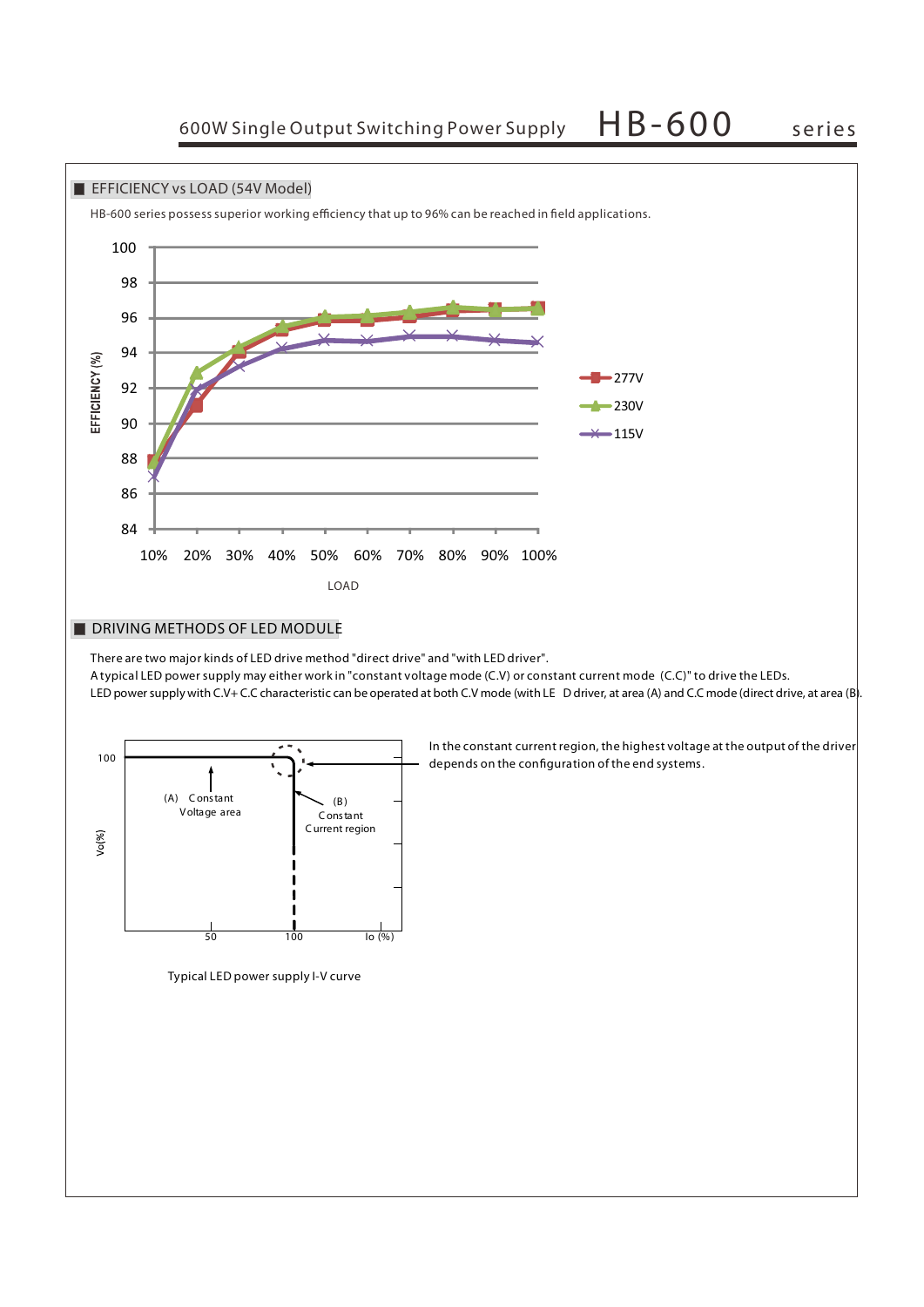## EFFICIENCY vs LOAD (54V Model)

HB-600 series possess superior working efficiency that up to 96% can be reached in field applications.

EFFICIENCY (%)

100
98
96
94
92
90
88
86
84

10% 20% 30% 40% 50% 60% 70% 80% 90% 100%

LOAD

277V
230V
115V

## DRIVING METHODS OF LED MODULE

There are two major kinds of LED drive method "direct drive" and "with LED driver".
A typical LED power supply may either work in "constant voltage mode (C.V) or constant current mode (C.C)" to drive the LEDs.
LED power supply with C.V+ C.C characteristic can be operated at both C.V mode (with LED driver, at area (A) and C.C mode (direct drive, at area (B).

Vo(%)

100

(A) Constant Voltage area

(B) Constant Current region

50 100 Io (%)

In the constant current region, the highest voltage at the output of the driver depends on the configuration of the end systems.

Typical LED power supply I-V curve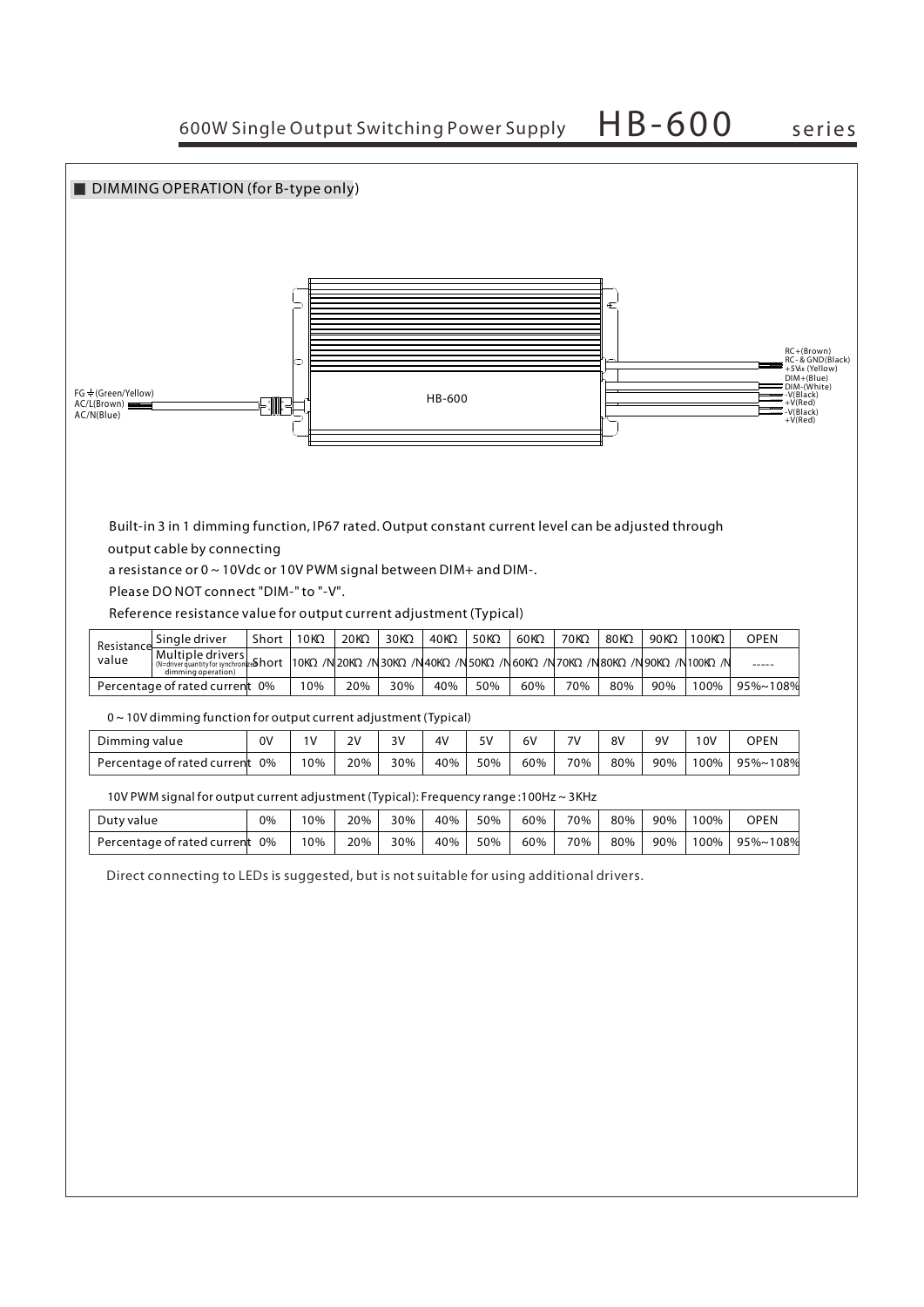■ DIMMING OPERATION (for B-type only)

FG ⏚ (Green/Yellow)
AC/L(Brown)
AC/N(Blue)

HB-600

RC+(Brown)
RC- & GND(Black)
+5Vsb (Yellow)
DIM+(Blue)
DIM-(White)
-V(Black)
+V(Red)
-V(Black)
+V(Red)

Built-in 3 in 1 dimming function, IP67 rated. Output constant current level can be adjusted through output cable by connecting a resistance or 0 ~ 10Vdc or 10V PWM signal between DIM+ and DIM-.

Please DO NOT connect "DIM-" to "-V".

Reference resistance value for output current adjustment (Typical)

| Resistance value | | | | | | | | | | | | |
|---|---|---|---|---|---|---|---|---|---|---|---|---|
| Single driver | Short | 10KΩ | 20KΩ | 30KΩ | 40KΩ | 50KΩ | 60KΩ | 70KΩ | 80KΩ | 90KΩ | 100KΩ | OPEN |
| Multiple drivers (N=driver quantity for synchronized dimming operation) | Short | 10KΩ /N | 20KΩ /N | 30KΩ /N | 40KΩ /N | 50KΩ /N | 60KΩ /N | 70KΩ /N | 80KΩ /N | 90KΩ /N | 100KΩ /N | ----- |
| Percentage of rated current | 0% | 10% | 20% | 30% | 40% | 50% | 60% | 70% | 80% | 90% | 100% | 95%~108% |

0 ~ 10V dimming function for output current adjustment (Typical)

| Dimming value | 0V | 1V | 2V | 3V | 4V | 5V | 6V | 7V | 8V | 9V | 10V | OPEN |
|---|---|---|---|---|---|---|---|---|---|---|---|---|
| Percentage of rated current | 0% | 10% | 20% | 30% | 40% | 50% | 60% | 70% | 80% | 90% | 100% | 95%~108% |

10V PWM signal for output current adjustment (Typical): Frequency range :100Hz ~ 3KHz

| Duty value | 0% | 10% | 20% | 30% | 40% | 50% | 60% | 70% | 80% | 90% | 100% | OPEN |
|---|---|---|---|---|---|---|---|---|---|---|---|---|
| Percentage of rated current | 0% | 10% | 20% | 30% | 40% | 50% | 60% | 70% | 80% | 90% | 100% | 95%~108% |

Direct connecting to LEDs is suggested, but is not suitable for using additional drivers.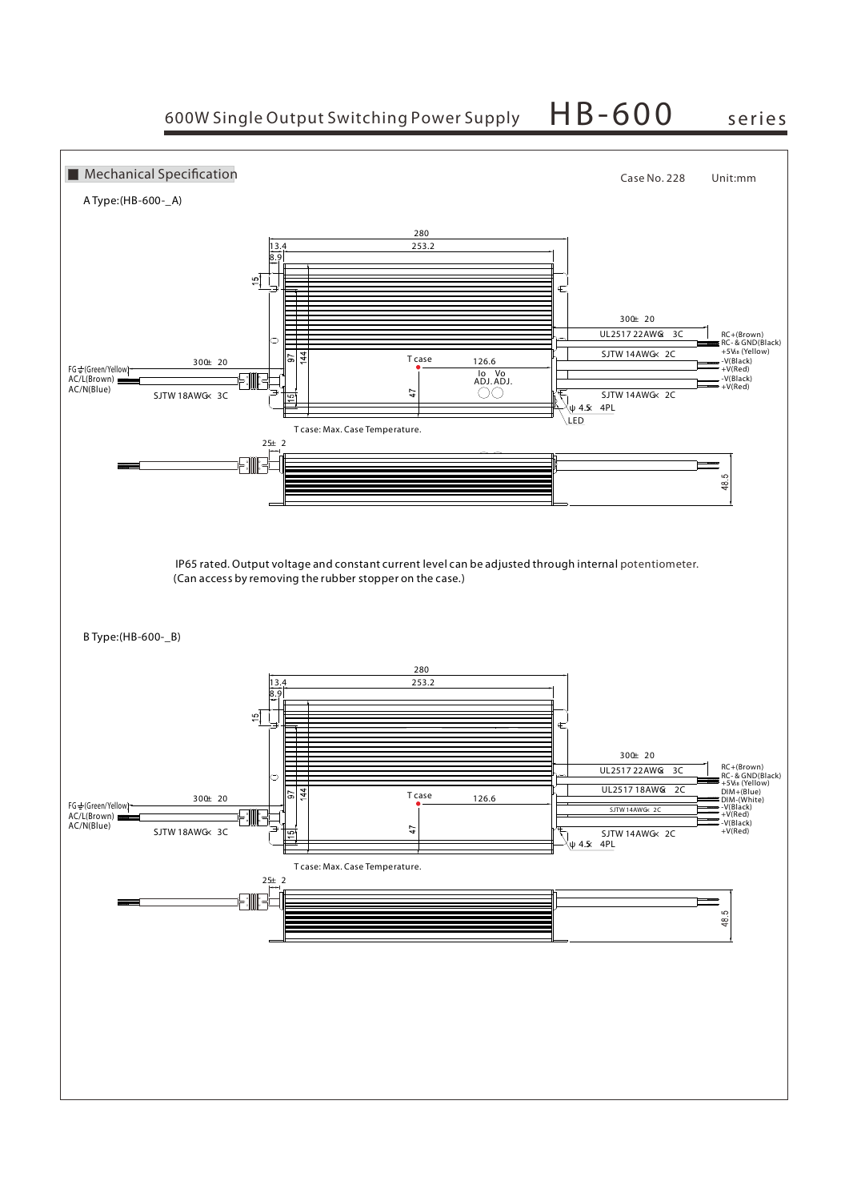## Mechanical Specification

Case No. 228 Unit:mm

A Type:(HB-600-_A)

280
13.4
253.2
8.9
15
300± 20
UL2517 22AWG× 3C
RC+(Brown)
RC- & GND(Black)
+5Vaux (Yellow)
SJTW 14AWG× 2C
-V(Black)
+V(Red)
FG⏚(Green/Yellow)
AC/L(Brown)
AC/N(Blue)
300± 20
97
144
T case
126.6
Io ADJ.
Vo ADJ.
-V(Black)
+V(Red)
SJTW 18AWG× 3C
47
15
SJTW 14AWG× 2C
ψ 4.5× 4PL
LED
T case: Max. Case Temperature.
25± 2
48.5

IP65 rated. Output voltage and constant current level can be adjusted through internal potentiometer.
(Can access by removing the rubber stopper on the case.)

B Type:(HB-600-_B)

280
13.4
253.2
8.9
15
300± 20
UL2517 22AWG× 3C
RC+(Brown)
RC- & GND(Black)
+5Vaux (Yellow)
UL2517 18AWG× 2C
DIM+(Blue)
DIM-(White)
FG⏚(Green/Yellow)
AC/L(Brown)
AC/N(Blue)
300± 20
97
144
T case
126.6
SJTW 14AWG× 2C
-V(Black)
+V(Red)
-V(Black)
+V(Red)
SJTW 18AWG× 3C
47
15
SJTW 14AWG× 2C
ψ 4.5× 4PL
T case: Max. Case Temperature.
25± 2
48.5